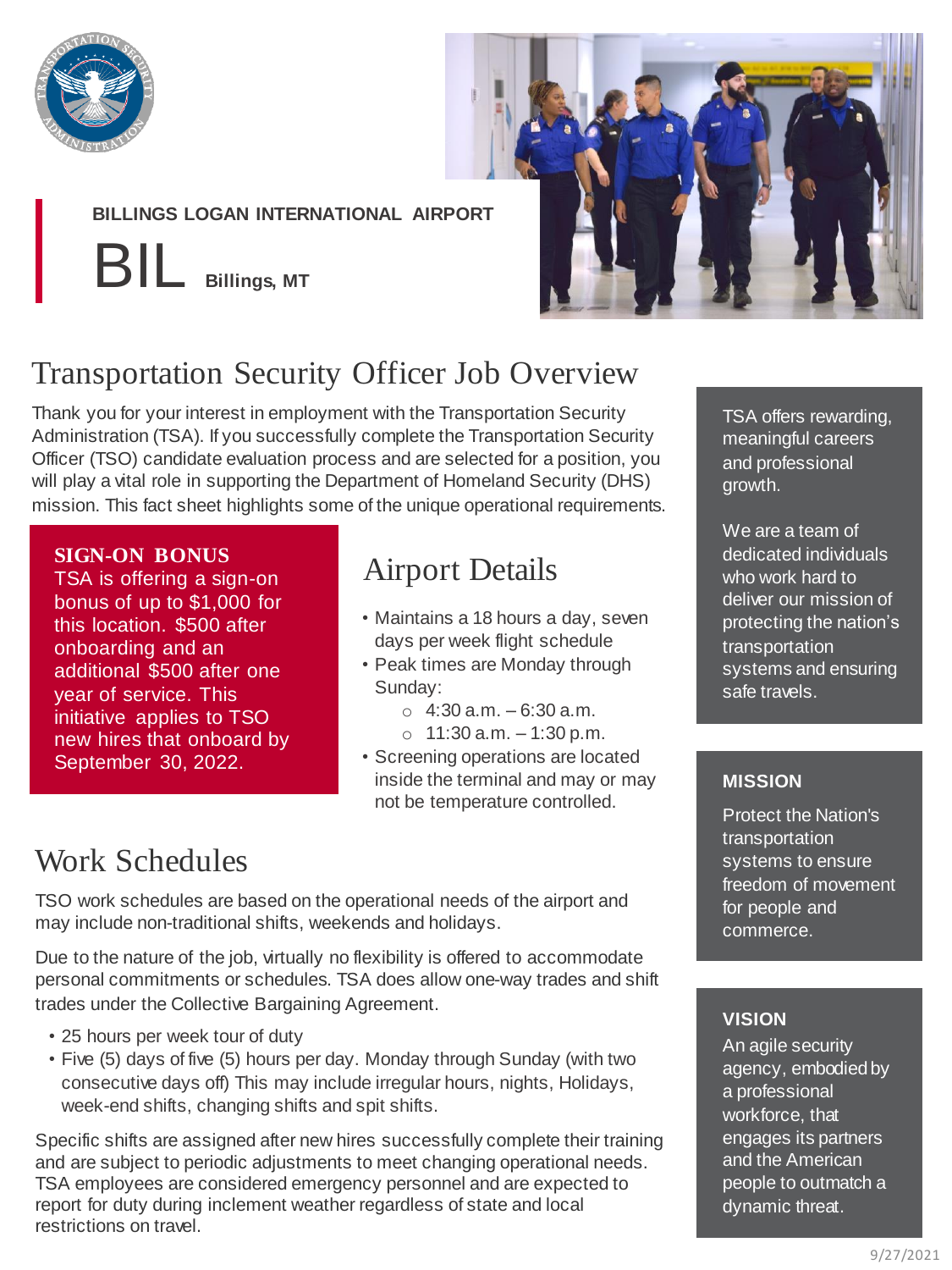**BILLINGS LOGAN INTERNATIONAL AIRPORT**

# BIL Billings, MT

## Transportation Security Officer Job Overview

Thank you for your interest in employment with the Transportation Security Administration (TSA). If you successfully complete the Transportation Security Officer (TSO) candidate evaluation process and are selected for a position, you will play a vital role in supporting the Department of Homeland Security (DHS) mission. This fact sheet highlights some of the unique operational requirements.

**SIGN-ON BONUS**
TSA is offering a sign-on bonus of up to $1,000 for this location. $500 after onboarding and an additional $500 after one year of service. This initiative applies to TSO new hires that onboard by September 30, 2022.

## Airport Details

- Maintains a 18 hours a day, seven days per week flight schedule
- Peak times are Monday through Sunday:
  - 4:30 a.m. – 6:30 a.m.
  - 11:30 a.m. – 1:30 p.m.
- Screening operations are located inside the terminal and may or may not be temperature controlled.

## Work Schedules

TSO work schedules are based on the operational needs of the airport and may include non-traditional shifts, weekends and holidays.

Due to the nature of the job, virtually no flexibility is offered to accommodate personal commitments or schedules. TSA does allow one-way trades and shift trades under the Collective Bargaining Agreement.

- 25 hours per week tour of duty
- Five (5) days of five (5) hours per day. Monday through Sunday (with two consecutive days off) This may include irregular hours, nights, Holidays, week-end shifts, changing shifts and spit shifts.

Specific shifts are assigned after new hires successfully complete their training and are subject to periodic adjustments to meet changing operational needs. TSA employees are considered emergency personnel and are expected to report for duty during inclement weather regardless of state and local restrictions on travel.

TSA offers rewarding, meaningful careers and professional growth.

We are a team of dedicated individuals who work hard to deliver our mission of protecting the nation's transportation systems and ensuring safe travels.

**MISSION**

Protect the Nation's transportation systems to ensure freedom of movement for people and commerce.

**VISION**

An agile security agency, embodied by a professional workforce, that engages its partners and the American people to outmatch a dynamic threat.

9/27/2021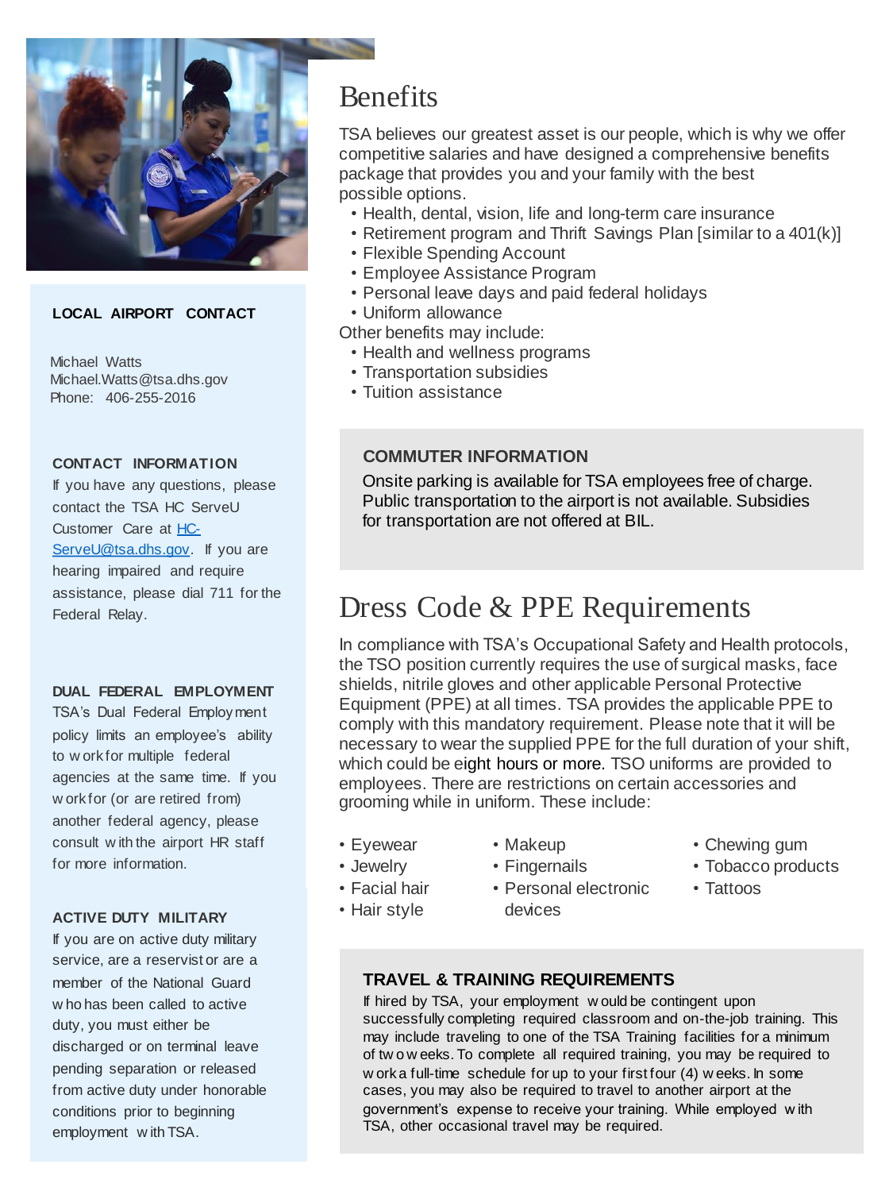**LOCAL AIRPORT CONTACT**

Michael Watts
Michael.Watts@tsa.dhs.gov
Phone: 406-255-2016

**CONTACT INFORMATION**

If you have any questions, please contact the TSA HC ServeU Customer Care at HC-ServeU@tsa.dhs.gov. If you are hearing impaired and require assistance, please dial 711 for the Federal Relay.

**DUAL FEDERAL EMPLOYMENT**

TSA's Dual Federal Employment policy limits an employee's ability to work for multiple federal agencies at the same time. If you work for (or are retired from) another federal agency, please consult with the airport HR staff for more information.

**ACTIVE DUTY MILITARY**

If you are on active duty military service, are a reservist or are a member of the National Guard who has been called to active duty, you must either be discharged or on terminal leave pending separation or released from active duty under honorable conditions prior to beginning employment with TSA.

# Benefits

TSA believes our greatest asset is our people, which is why we offer competitive salaries and have designed a comprehensive benefits package that provides you and your family with the best possible options.

- Health, dental, vision, life and long-term care insurance
- Retirement program and Thrift Savings Plan [similar to a 401(k)]
- Flexible Spending Account
- Employee Assistance Program
- Personal leave days and paid federal holidays
- Uniform allowance

Other benefits may include:

- Health and wellness programs
- Transportation subsidies
- Tuition assistance

### COMMUTER INFORMATION

Onsite parking is available for TSA employees free of charge. Public transportation to the airport is not available. Subsidies for transportation are not offered at BIL.

# Dress Code & PPE Requirements

In compliance with TSA's Occupational Safety and Health protocols, the TSO position currently requires the use of surgical masks, face shields, nitrile gloves and other applicable Personal Protective Equipment (PPE) at all times. TSA provides the applicable PPE to comply with this mandatory requirement. Please note that it will be necessary to wear the supplied PPE for the full duration of your shift, which could be eight hours or more. TSO uniforms are provided to employees. There are restrictions on certain accessories and grooming while in uniform. These include:

- Eyewear
- Jewelry
- Facial hair
- Hair style
- Makeup
- Fingernails
- Personal electronic devices
- Chewing gum
- Tobacco products
- Tattoos

### TRAVEL & TRAINING REQUIREMENTS

If hired by TSA, your employment would be contingent upon successfully completing required classroom and on-the-job training. This may include traveling to one of the TSA Training facilities for a minimum of two weeks. To complete all required training, you may be required to work a full-time schedule for up to your first four (4) weeks. In some cases, you may also be required to travel to another airport at the government's expense to receive your training. While employed with TSA, other occasional travel may be required.